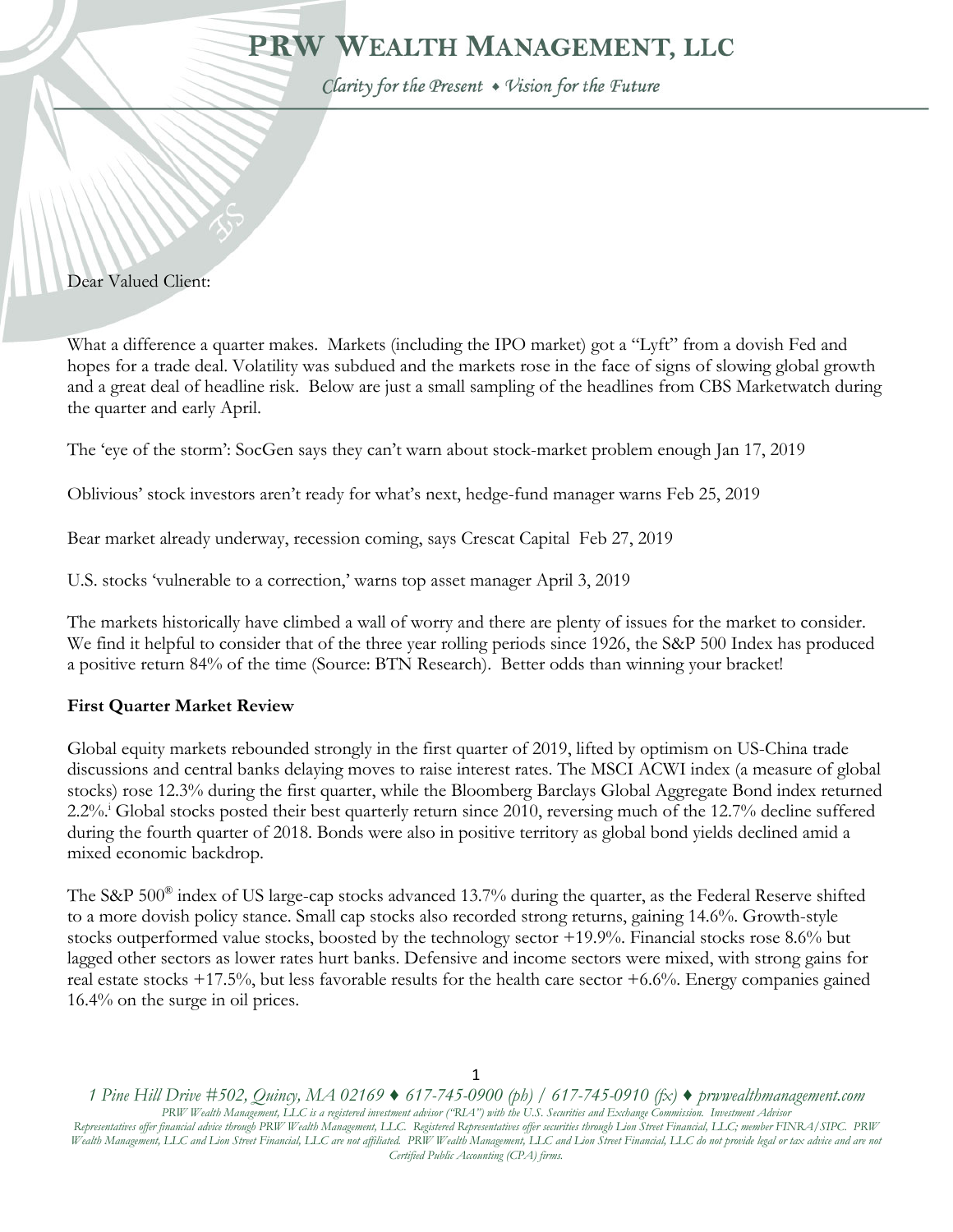# PRW Wealth Management, LLC

*Clarity for the Present ♦ Vision for the Future*

Dear Valued Client:

What a difference a quarter makes. Markets (including the IPO market) got a "Lyft" from a dovish Fed and hopes for a trade deal. Volatility was subdued and the markets rose in the face of signs of slowing global growth and a great deal of headline risk. Below are just a small sampling of the headlines from CBS Marketwatch during the quarter and early April.

The 'eye of the storm': SocGen says they can't warn about stock-market problem enough Jan 17, 2019

Oblivious' stock investors aren't ready for what's next, hedge-fund manager warns Feb 25, 2019

Bear market already underway, recession coming, says Crescat Capital Feb 27, 2019

U.S. stocks 'vulnerable to a correction,' warns top asset manager April 3, 2019

The markets historically have climbed a wall of worry and there are plenty of issues for the market to consider. We find it helpful to consider that of the three year rolling periods since 1926, the S&P 500 Index has produced a positive return 84% of the time (Source: BTN Research). Better odds than winning your bracket!

**First Quarter Market Review**

Global equity markets rebounded strongly in the first quarter of 2019, lifted by optimism on US-China trade discussions and central banks delaying moves to raise interest rates. The MSCI ACWI index (a measure of global stocks) rose 12.3% during the first quarter, while the Bloomberg Barclays Global Aggregate Bond index returned 2.2%.[i] Global stocks posted their best quarterly return since 2010, reversing much of the 12.7% decline suffered during the fourth quarter of 2018. Bonds were also in positive territory as global bond yields declined amid a mixed economic backdrop.

The S&P 500® index of US large-cap stocks advanced 13.7% during the quarter, as the Federal Reserve shifted to a more dovish policy stance. Small cap stocks also recorded strong returns, gaining 14.6%. Growth-style stocks outperformed value stocks, boosted by the technology sector +19.9%. Financial stocks rose 8.6% but lagged other sectors as lower rates hurt banks. Defensive and income sectors were mixed, with strong gains for real estate stocks +17.5%, but less favorable results for the health care sector +6.6%. Energy companies gained 16.4% on the surge in oil prices.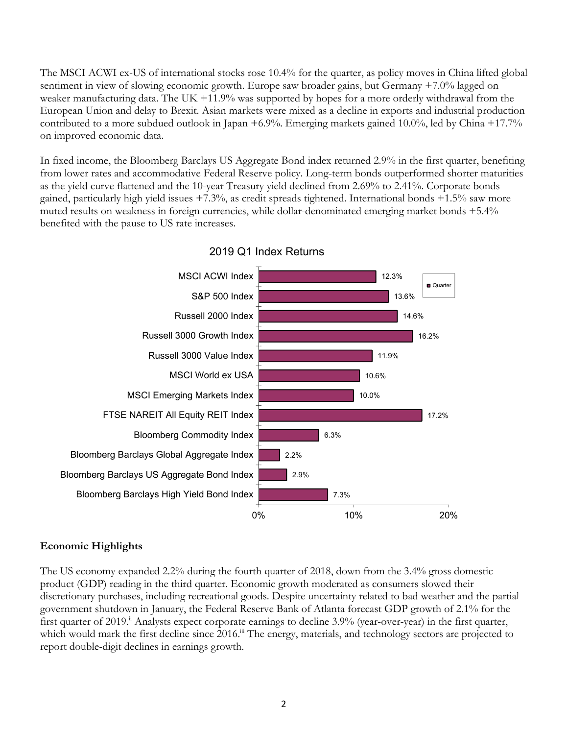The MSCI ACWI ex-US of international stocks rose 10.4% for the quarter, as policy moves in China lifted global sentiment in view of slowing economic growth. Europe saw broader gains, but Germany +7.0% lagged on weaker manufacturing data. The UK +11.9% was supported by hopes for a more orderly withdrawal from the European Union and delay to Brexit. Asian markets were mixed as a decline in exports and industrial production contributed to a more subdued outlook in Japan +6.9%. Emerging markets gained 10.0%, led by China +17.7% on improved economic data.

In fixed income, the Bloomberg Barclays US Aggregate Bond index returned 2.9% in the first quarter, benefiting from lower rates and accommodative Federal Reserve policy. Long-term bonds outperformed shorter maturities as the yield curve flattened and the 10-year Treasury yield declined from 2.69% to 2.41%. Corporate bonds gained, particularly high yield issues +7.3%, as credit spreads tightened. International bonds +1.5% saw more muted results on weakness in foreign currencies, while dollar-denominated emerging market bonds +5.4% benefited with the pause to US rate increases.

2019 Q1 Index Returns

| Index | Quarter |
| --- | --- |
| MSCI ACWI Index | 12.3% |
| S&P 500 Index | 13.6% |
| Russell 2000 Index | 14.6% |
| Russell 3000 Growth Index | 16.2% |
| Russell 3000 Value Index | 11.9% |
| MSCI World ex USA | 10.6% |
| MSCI Emerging Markets Index | 10.0% |
| FTSE NAREIT All Equity REIT Index | 17.2% |
| Bloomberg Commodity Index | 6.3% |
| Bloomberg Barclays Global Aggregate Index | 2.2% |
| Bloomberg Barclays US Aggregate Bond Index | 2.9% |
| Bloomberg Barclays High Yield Bond Index | 7.3% |

## Economic Highlights

The US economy expanded 2.2% during the fourth quarter of 2018, down from the 3.4% gross domestic product (GDP) reading in the third quarter. Economic growth moderated as consumers slowed their discretionary purchases, including recreational goods. Despite uncertainty related to bad weather and the partial government shutdown in January, the Federal Reserve Bank of Atlanta forecast GDP growth of 2.1% for the first quarter of 2019.[ii] Analysts expect corporate earnings to decline 3.9% (year-over-year) in the first quarter, which would mark the first decline since 2016.[iii] The energy, materials, and technology sectors are projected to report double-digit declines in earnings growth.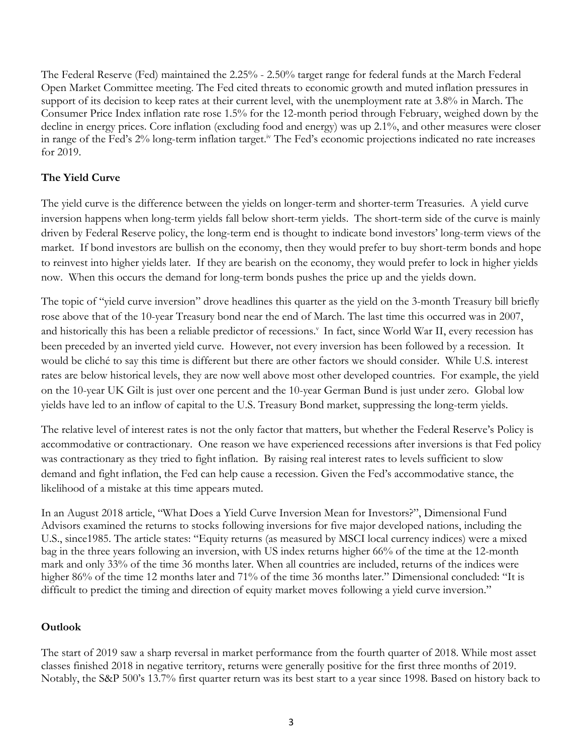The Federal Reserve (Fed) maintained the 2.25% - 2.50% target range for federal funds at the March Federal Open Market Committee meeting. The Fed cited threats to economic growth and muted inflation pressures in support of its decision to keep rates at their current level, with the unemployment rate at 3.8% in March. The Consumer Price Index inflation rate rose 1.5% for the 12-month period through February, weighed down by the decline in energy prices. Core inflation (excluding food and energy) was up 2.1%, and other measures were closer in range of the Fed's 2% long-term inflation target.[iv] The Fed's economic projections indicated no rate increases for 2019.

**The Yield Curve**

The yield curve is the difference between the yields on longer-term and shorter-term Treasuries. A yield curve inversion happens when long-term yields fall below short-term yields. The short-term side of the curve is mainly driven by Federal Reserve policy, the long-term end is thought to indicate bond investors' long-term views of the market. If bond investors are bullish on the economy, then they would prefer to buy short-term bonds and hope to reinvest into higher yields later. If they are bearish on the economy, they would prefer to lock in higher yields now. When this occurs the demand for long-term bonds pushes the price up and the yields down.

The topic of "yield curve inversion" drove headlines this quarter as the yield on the 3-month Treasury bill briefly rose above that of the 10-year Treasury bond near the end of March. The last time this occurred was in 2007, and historically this has been a reliable predictor of recessions.[v] In fact, since World War II, every recession has been preceded by an inverted yield curve. However, not every inversion has been followed by a recession. It would be cliché to say this time is different but there are other factors we should consider. While U.S. interest rates are below historical levels, they are now well above most other developed countries. For example, the yield on the 10-year UK Gilt is just over one percent and the 10-year German Bund is just under zero. Global low yields have led to an inflow of capital to the U.S. Treasury Bond market, suppressing the long-term yields.

The relative level of interest rates is not the only factor that matters, but whether the Federal Reserve's Policy is accommodative or contractionary. One reason we have experienced recessions after inversions is that Fed policy was contractionary as they tried to fight inflation. By raising real interest rates to levels sufficient to slow demand and fight inflation, the Fed can help cause a recession. Given the Fed's accommodative stance, the likelihood of a mistake at this time appears muted.

In an August 2018 article, "What Does a Yield Curve Inversion Mean for Investors?", Dimensional Fund Advisors examined the returns to stocks following inversions for five major developed nations, including the U.S., since1985. The article states: "Equity returns (as measured by MSCI local currency indices) were a mixed bag in the three years following an inversion, with US index returns higher 66% of the time at the 12-month mark and only 33% of the time 36 months later. When all countries are included, returns of the indices were higher 86% of the time 12 months later and 71% of the time 36 months later." Dimensional concluded: "It is difficult to predict the timing and direction of equity market moves following a yield curve inversion."

**Outlook**

The start of 2019 saw a sharp reversal in market performance from the fourth quarter of 2018. While most asset classes finished 2018 in negative territory, returns were generally positive for the first three months of 2019. Notably, the S&P 500's 13.7% first quarter return was its best start to a year since 1998. Based on history back to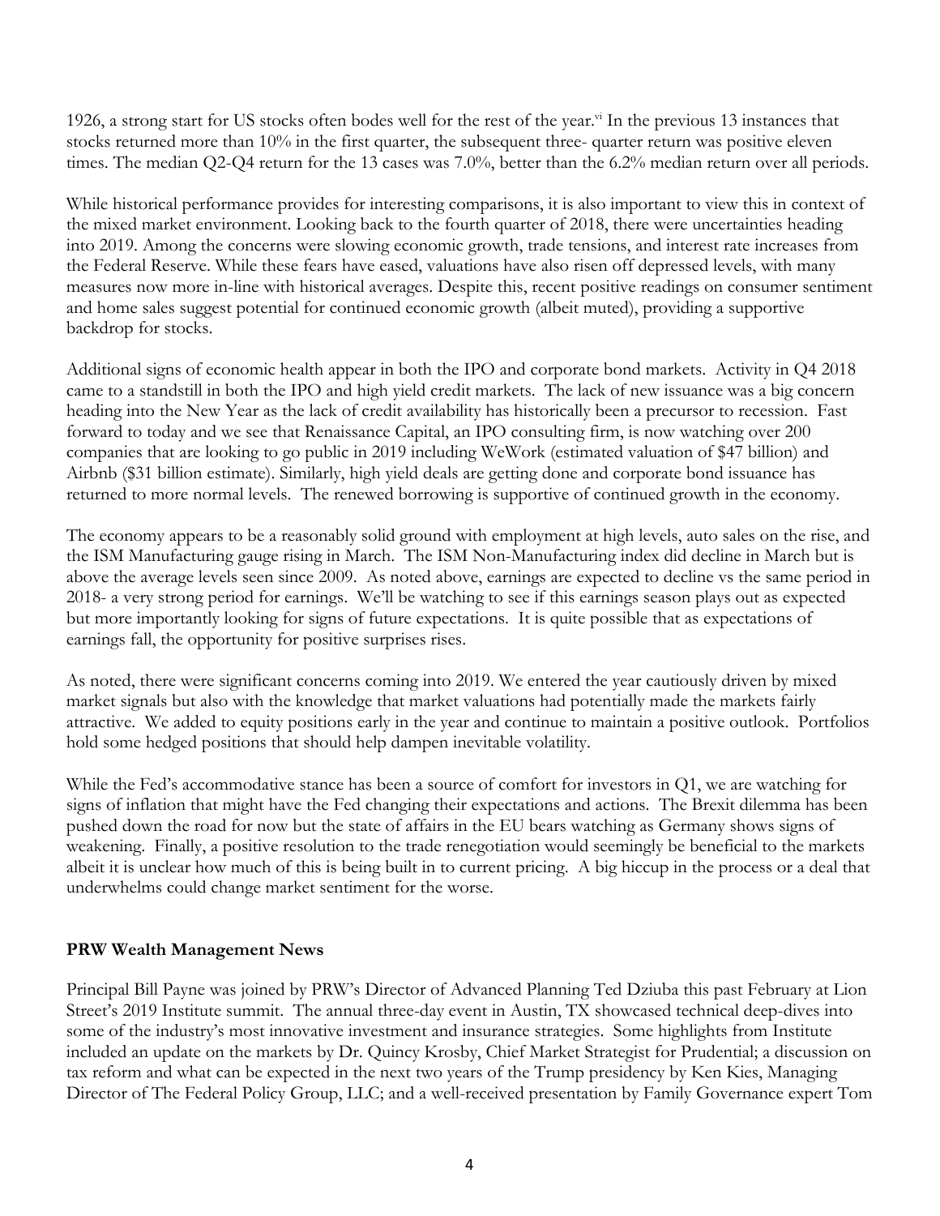1926, a strong start for US stocks often bodes well for the rest of the year.[vi] In the previous 13 instances that stocks returned more than 10% in the first quarter, the subsequent three- quarter return was positive eleven times. The median Q2-Q4 return for the 13 cases was 7.0%, better than the 6.2% median return over all periods.

While historical performance provides for interesting comparisons, it is also important to view this in context of the mixed market environment. Looking back to the fourth quarter of 2018, there were uncertainties heading into 2019. Among the concerns were slowing economic growth, trade tensions, and interest rate increases from the Federal Reserve. While these fears have eased, valuations have also risen off depressed levels, with many measures now more in-line with historical averages. Despite this, recent positive readings on consumer sentiment and home sales suggest potential for continued economic growth (albeit muted), providing a supportive backdrop for stocks.

Additional signs of economic health appear in both the IPO and corporate bond markets. Activity in Q4 2018 came to a standstill in both the IPO and high yield credit markets. The lack of new issuance was a big concern heading into the New Year as the lack of credit availability has historically been a precursor to recession. Fast forward to today and we see that Renaissance Capital, an IPO consulting firm, is now watching over 200 companies that are looking to go public in 2019 including WeWork (estimated valuation of $47 billion) and Airbnb ($31 billion estimate). Similarly, high yield deals are getting done and corporate bond issuance has returned to more normal levels. The renewed borrowing is supportive of continued growth in the economy.

The economy appears to be a reasonably solid ground with employment at high levels, auto sales on the rise, and the ISM Manufacturing gauge rising in March. The ISM Non-Manufacturing index did decline in March but is above the average levels seen since 2009. As noted above, earnings are expected to decline vs the same period in 2018- a very strong period for earnings. We'll be watching to see if this earnings season plays out as expected but more importantly looking for signs of future expectations. It is quite possible that as expectations of earnings fall, the opportunity for positive surprises rises.

As noted, there were significant concerns coming into 2019. We entered the year cautiously driven by mixed market signals but also with the knowledge that market valuations had potentially made the markets fairly attractive. We added to equity positions early in the year and continue to maintain a positive outlook. Portfolios hold some hedged positions that should help dampen inevitable volatility.

While the Fed's accommodative stance has been a source of comfort for investors in Q1, we are watching for signs of inflation that might have the Fed changing their expectations and actions. The Brexit dilemma has been pushed down the road for now but the state of affairs in the EU bears watching as Germany shows signs of weakening. Finally, a positive resolution to the trade renegotiation would seemingly be beneficial to the markets albeit it is unclear how much of this is being built in to current pricing. A big hiccup in the process or a deal that underwhelms could change market sentiment for the worse.

**PRW Wealth Management News**

Principal Bill Payne was joined by PRW's Director of Advanced Planning Ted Dziuba this past February at Lion Street's 2019 Institute summit. The annual three-day event in Austin, TX showcased technical deep-dives into some of the industry's most innovative investment and insurance strategies. Some highlights from Institute included an update on the markets by Dr. Quincy Krosby, Chief Market Strategist for Prudential; a discussion on tax reform and what can be expected in the next two years of the Trump presidency by Ken Kies, Managing Director of The Federal Policy Group, LLC; and a well-received presentation by Family Governance expert Tom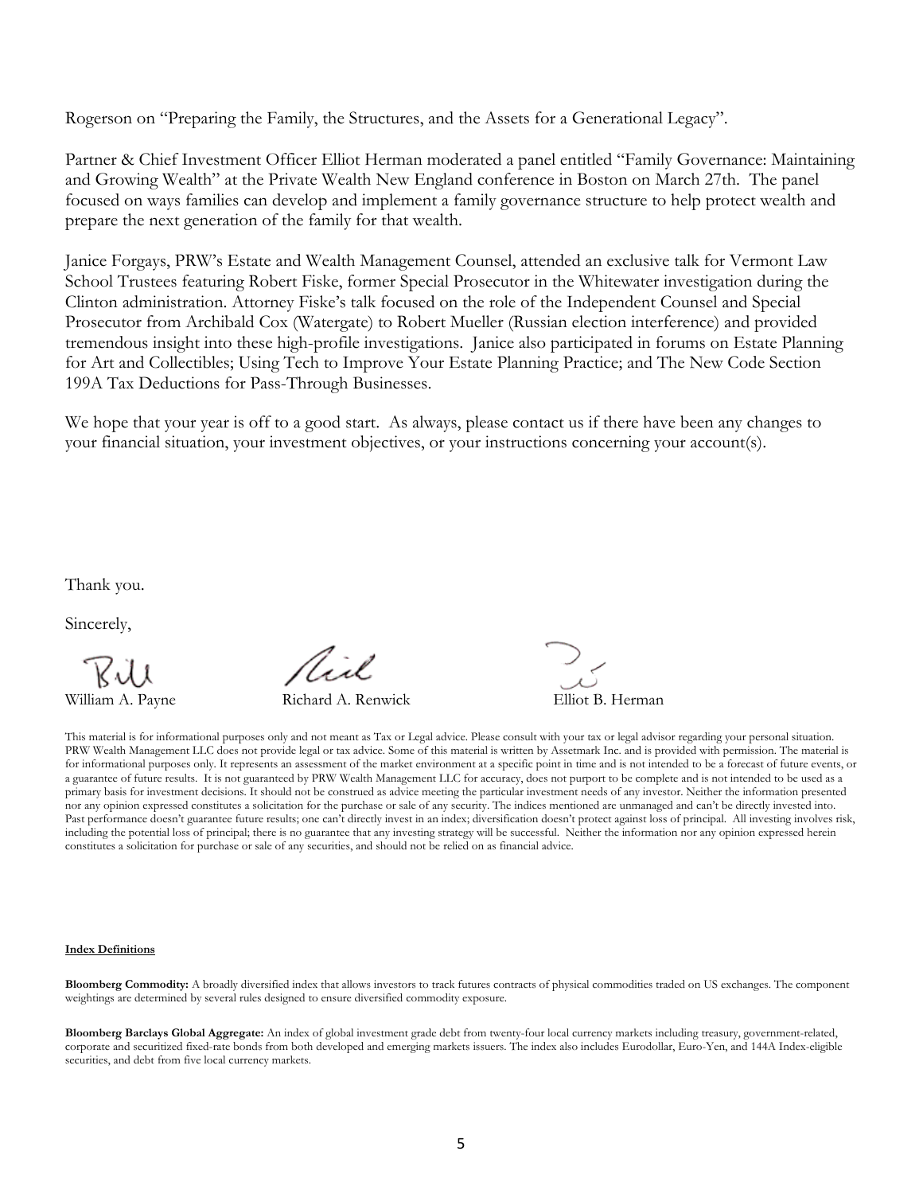Rogerson on "Preparing the Family, the Structures, and the Assets for a Generational Legacy".

Partner & Chief Investment Officer Elliot Herman moderated a panel entitled "Family Governance: Maintaining and Growing Wealth" at the Private Wealth New England conference in Boston on March 27th. The panel focused on ways families can develop and implement a family governance structure to help protect wealth and prepare the next generation of the family for that wealth.

Janice Forgays, PRW's Estate and Wealth Management Counsel, attended an exclusive talk for Vermont Law School Trustees featuring Robert Fiske, former Special Prosecutor in the Whitewater investigation during the Clinton administration. Attorney Fiske's talk focused on the role of the Independent Counsel and Special Prosecutor from Archibald Cox (Watergate) to Robert Mueller (Russian election interference) and provided tremendous insight into these high-profile investigations. Janice also participated in forums on Estate Planning for Art and Collectibles; Using Tech to Improve Your Estate Planning Practice; and The New Code Section 199A Tax Deductions for Pass-Through Businesses.

We hope that your year is off to a good start. As always, please contact us if there have been any changes to your financial situation, your investment objectives, or your instructions concerning your account(s).

Thank you.

Sincerely,

William A. Payne　　　Richard A. Renwick　　　Elliot B. Herman

This material is for informational purposes only and not meant as Tax or Legal advice. Please consult with your tax or legal advisor regarding your personal situation. PRW Wealth Management LLC does not provide legal or tax advice. Some of this material is written by Assetmark Inc. and is provided with permission. The material is for informational purposes only. It represents an assessment of the market environment at a specific point in time and is not intended to be a forecast of future events, or a guarantee of future results. It is not guaranteed by PRW Wealth Management LLC for accuracy, does not purport to be complete and is not intended to be used as a primary basis for investment decisions. It should not be construed as advice meeting the particular investment needs of any investor. Neither the information presented nor any opinion expressed constitutes a solicitation for the purchase or sale of any security. The indices mentioned are unmanaged and can't be directly invested into. Past performance doesn't guarantee future results; one can't directly invest in an index; diversification doesn't protect against loss of principal. All investing involves risk, including the potential loss of principal; there is no guarantee that any investing strategy will be successful. Neither the information nor any opinion expressed herein constitutes a solicitation for purchase or sale of any securities, and should not be relied on as financial advice.

**Index Definitions**

**Bloomberg Commodity:** A broadly diversified index that allows investors to track futures contracts of physical commodities traded on US exchanges. The component weightings are determined by several rules designed to ensure diversified commodity exposure.

**Bloomberg Barclays Global Aggregate:** An index of global investment grade debt from twenty-four local currency markets including treasury, government-related, corporate and securitized fixed-rate bonds from both developed and emerging markets issuers. The index also includes Eurodollar, Euro-Yen, and 144A Index-eligible securities, and debt from five local currency markets.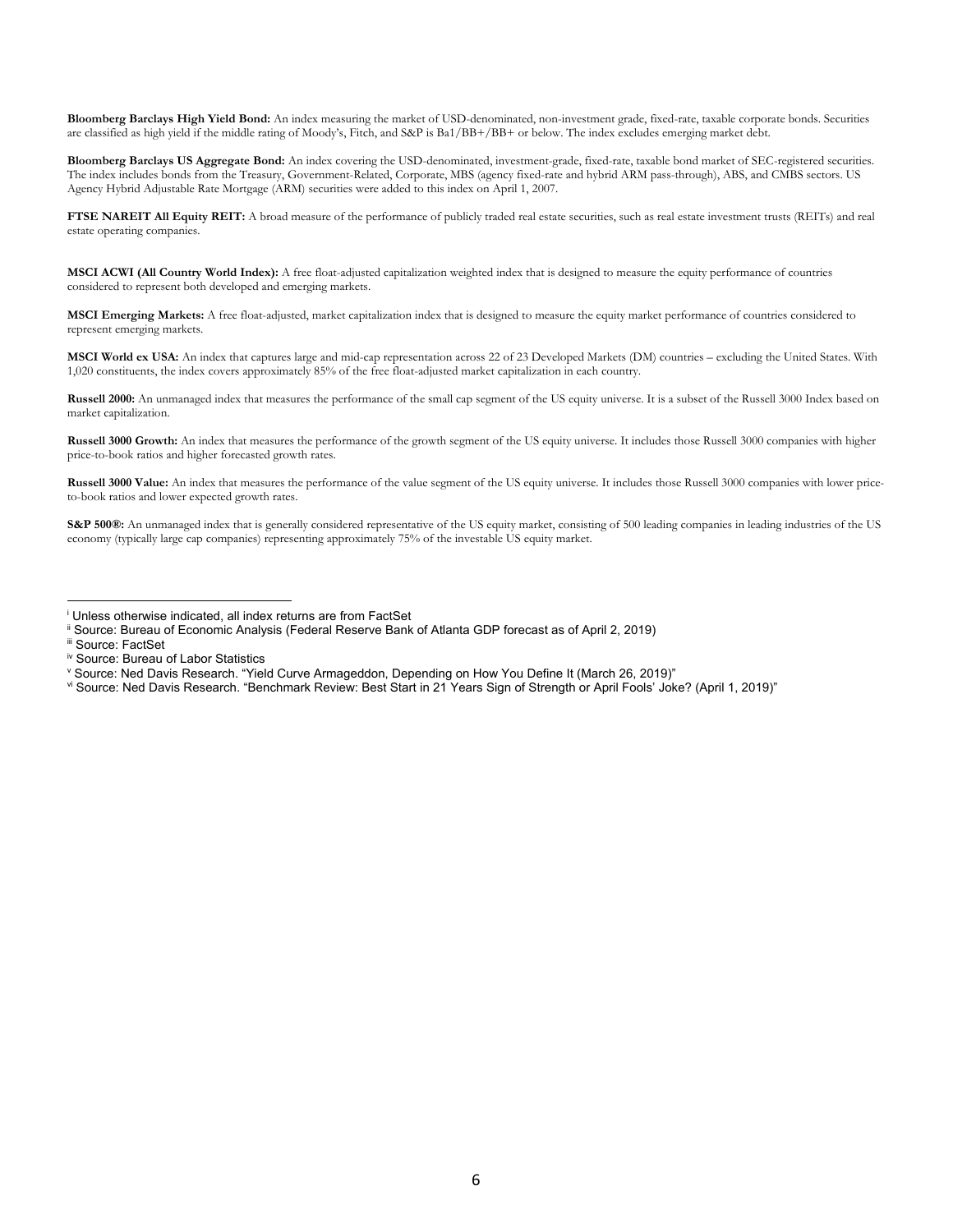**Bloomberg Barclays High Yield Bond:** An index measuring the market of USD-denominated, non-investment grade, fixed-rate, taxable corporate bonds. Securities are classified as high yield if the middle rating of Moody's, Fitch, and S&P is Ba1/BB+/BB+ or below. The index excludes emerging market debt.

**Bloomberg Barclays US Aggregate Bond:** An index covering the USD-denominated, investment-grade, fixed-rate, taxable bond market of SEC-registered securities. The index includes bonds from the Treasury, Government-Related, Corporate, MBS (agency fixed-rate and hybrid ARM pass-through), ABS, and CMBS sectors. US Agency Hybrid Adjustable Rate Mortgage (ARM) securities were added to this index on April 1, 2007.

**FTSE NAREIT All Equity REIT:** A broad measure of the performance of publicly traded real estate securities, such as real estate investment trusts (REITs) and real estate operating companies.

**MSCI ACWI (All Country World Index):** A free float-adjusted capitalization weighted index that is designed to measure the equity performance of countries considered to represent both developed and emerging markets.

**MSCI Emerging Markets:** A free float-adjusted, market capitalization index that is designed to measure the equity market performance of countries considered to represent emerging markets.

**MSCI World ex USA:** An index that captures large and mid-cap representation across 22 of 23 Developed Markets (DM) countries – excluding the United States. With 1,020 constituents, the index covers approximately 85% of the free float-adjusted market capitalization in each country.

**Russell 2000:** An unmanaged index that measures the performance of the small cap segment of the US equity universe. It is a subset of the Russell 3000 Index based on market capitalization.

**Russell 3000 Growth:** An index that measures the performance of the growth segment of the US equity universe. It includes those Russell 3000 companies with higher price-to-book ratios and higher forecasted growth rates.

**Russell 3000 Value:** An index that measures the performance of the value segment of the US equity universe. It includes those Russell 3000 companies with lower price-to-book ratios and lower expected growth rates.

**S&P 500®:** An unmanaged index that is generally considered representative of the US equity market, consisting of 500 leading companies in leading industries of the US economy (typically large cap companies) representing approximately 75% of the investable US equity market.

---

[i] Unless otherwise indicated, all index returns are from FactSet

[ii] Source: Bureau of Economic Analysis (Federal Reserve Bank of Atlanta GDP forecast as of April 2, 2019)

[iii] Source: FactSet

[iv] Source: Bureau of Labor Statistics

[v] Source: Ned Davis Research. "Yield Curve Armageddon, Depending on How You Define It (March 26, 2019)"

[vi] Source: Ned Davis Research. "Benchmark Review: Best Start in 21 Years Sign of Strength or April Fools' Joke? (April 1, 2019)"